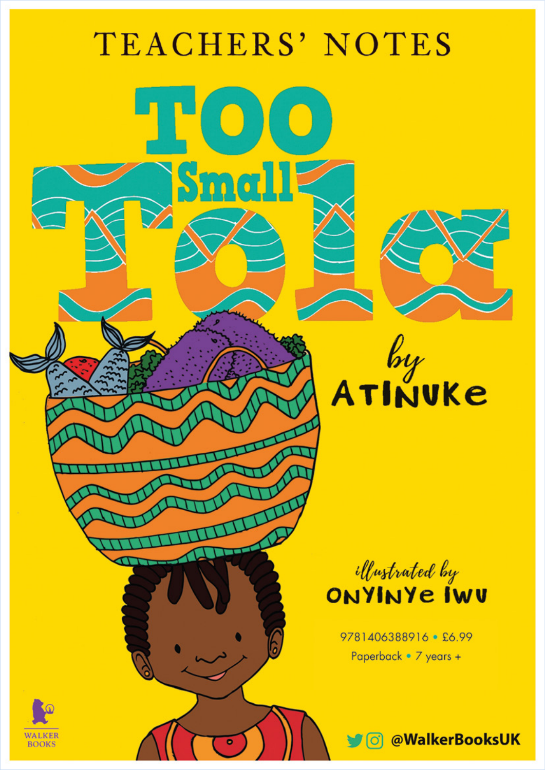# TEACHERS' NOTES

# Too Small Tola

by **ATINUKE**

*illustrated by* **ONYINYE IWU**

9781406388916 • £6.99

Paperback • 7 years +

WALKER BOOKS

@WalkerBooksUK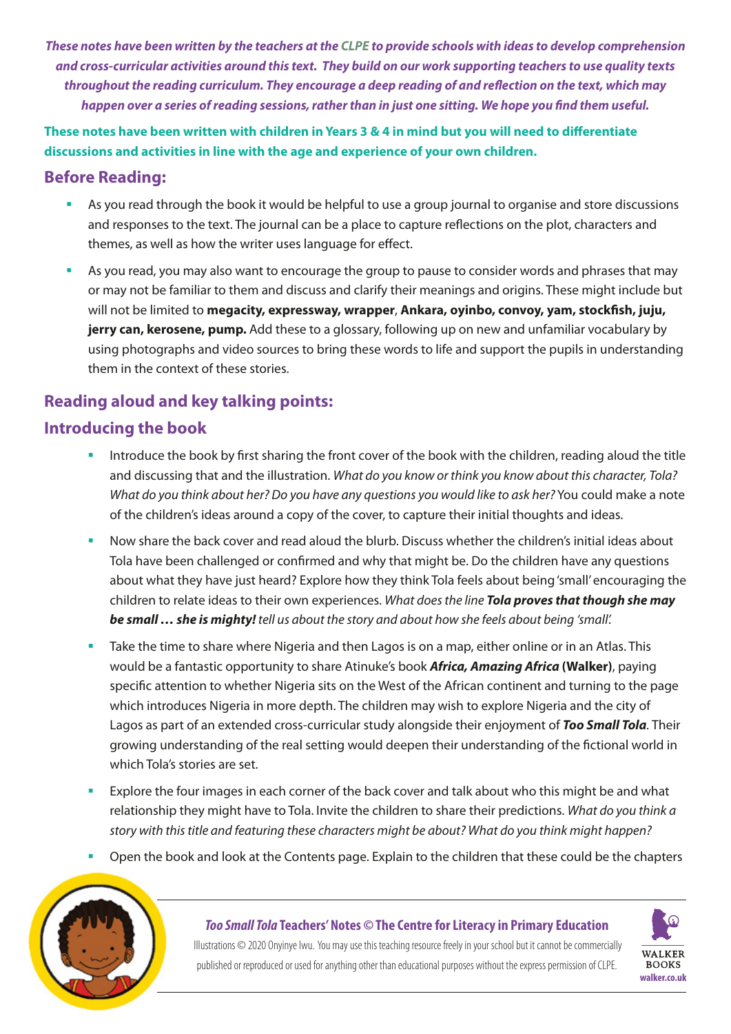***These notes have been written by the teachers at the CLPE to provide schools with ideas to develop comprehension and cross-curricular activities around this text. They build on our work supporting teachers to use quality texts throughout the reading curriculum. They encourage a deep reading of and reflection on the text, which may happen over a series of reading sessions, rather than in just one sitting. We hope you find them useful.***

**These notes have been written with children in Years 3 & 4 in mind but you will need to differentiate discussions and activities in line with the age and experience of your own children.**

## Before Reading:

- As you read through the book it would be helpful to use a group journal to organise and store discussions and responses to the text. The journal can be a place to capture reflections on the plot, characters and themes, as well as how the writer uses language for effect.
- As you read, you may also want to encourage the group to pause to consider words and phrases that may or may not be familiar to them and discuss and clarify their meanings and origins. These might include but will not be limited to **megacity, expressway, wrapper**, **Ankara, oyinbo, convoy, yam, stockfish, juju, jerry can, kerosene, pump.** Add these to a glossary, following up on new and unfamiliar vocabulary by using photographs and video sources to bring these words to life and support the pupils in understanding them in the context of these stories.

## Reading aloud and key talking points:

### Introducing the book

- Introduce the book by first sharing the front cover of the book with the children, reading aloud the title and discussing that and the illustration. *What do you know or think you know about this character, Tola? What do you think about her? Do you have any questions you would like to ask her?* You could make a note of the children's ideas around a copy of the cover, to capture their initial thoughts and ideas.
- Now share the back cover and read aloud the blurb. Discuss whether the children's initial ideas about Tola have been challenged or confirmed and why that might be. Do the children have any questions about what they have just heard? Explore how they think Tola feels about being 'small' encouraging the children to relate ideas to their own experiences. *What does the line **Tola proves that though she may be small … she is mighty!** tell us about the story and about how she feels about being 'small'.*
- Take the time to share where Nigeria and then Lagos is on a map, either online or in an Atlas. This would be a fantastic opportunity to share Atinuke's book ***Africa, Amazing Africa*** **(Walker)**, paying specific attention to whether Nigeria sits on the West of the African continent and turning to the page which introduces Nigeria in more depth. The children may wish to explore Nigeria and the city of Lagos as part of an extended cross-curricular study alongside their enjoyment of ***Too Small Tola***. Their growing understanding of the real setting would deepen their understanding of the fictional world in which Tola's stories are set.
- Explore the four images in each corner of the back cover and talk about who this might be and what relationship they might have to Tola. Invite the children to share their predictions. *What do you think a story with this title and featuring these characters might be about? What do you think might happen?*
- Open the book and look at the Contents page. Explain to the children that these could be the chapters

***Too Small Tola* Teachers' Notes © The Centre for Literacy in Primary Education**
Illustrations © 2020 Onyinye Iwu. You may use this teaching resource freely in your school but it cannot be commercially published or reproduced or used for anything other than educational purposes without the express permission of CLPE.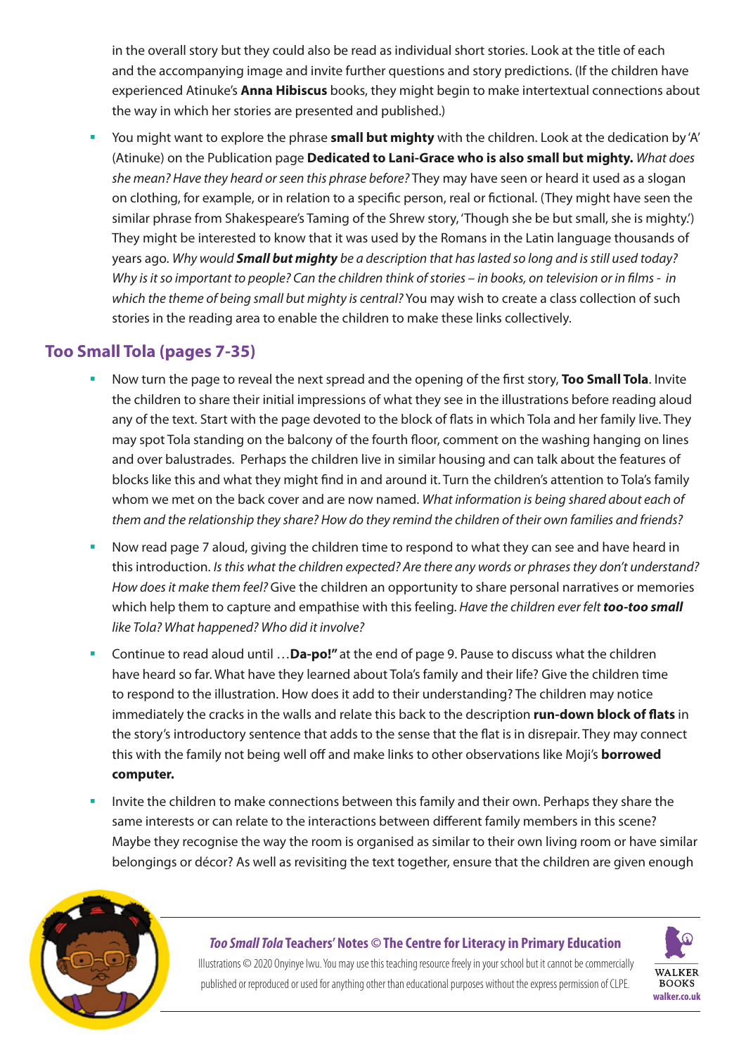in the overall story but they could also be read as individual short stories. Look at the title of each and the accompanying image and invite further questions and story predictions. (If the children have experienced Atinuke's **Anna Hibiscus** books, they might begin to make intertextual connections about the way in which her stories are presented and published.)

- You might want to explore the phrase **small but mighty** with the children. Look at the dedication by 'A' (Atinuke) on the Publication page **Dedicated to Lani-Grace who is also small but mighty.** *What does she mean? Have they heard or seen this phrase before?* They may have seen or heard it used as a slogan on clothing, for example, or in relation to a specific person, real or fictional. (They might have seen the similar phrase from Shakespeare's Taming of the Shrew story, 'Though she be but small, she is mighty.') They might be interested to know that it was used by the Romans in the Latin language thousands of years ago. *Why would **Small but mighty** be a description that has lasted so long and is still used today? Why is it so important to people? Can the children think of stories – in books, on television or in films - in which the theme of being small but mighty is central?* You may wish to create a class collection of such stories in the reading area to enable the children to make these links collectively.

## Too Small Tola (pages 7-35)

- Now turn the page to reveal the next spread and the opening of the first story, **Too Small Tola**. Invite the children to share their initial impressions of what they see in the illustrations before reading aloud any of the text. Start with the page devoted to the block of flats in which Tola and her family live. They may spot Tola standing on the balcony of the fourth floor, comment on the washing hanging on lines and over balustrades. Perhaps the children live in similar housing and can talk about the features of blocks like this and what they might find in and around it. Turn the children's attention to Tola's family whom we met on the back cover and are now named. *What information is being shared about each of them and the relationship they share? How do they remind the children of their own families and friends?*
- Now read page 7 aloud, giving the children time to respond to what they can see and have heard in this introduction. *Is this what the children expected? Are there any words or phrases they don't understand? How does it make them feel?* Give the children an opportunity to share personal narratives or memories which help them to capture and empathise with this feeling. *Have the children ever felt **too-too small** like Tola? What happened? Who did it involve?*
- Continue to read aloud until …**Da-po!"** at the end of page 9. Pause to discuss what the children have heard so far. What have they learned about Tola's family and their life? Give the children time to respond to the illustration. How does it add to their understanding? The children may notice immediately the cracks in the walls and relate this back to the description **run-down block of flats** in the story's introductory sentence that adds to the sense that the flat is in disrepair. They may connect this with the family not being well off and make links to other observations like Moji's **borrowed computer.**
- Invite the children to make connections between this family and their own. Perhaps they share the same interests or can relate to the interactions between different family members in this scene? Maybe they recognise the way the room is organised as similar to their own living room or have similar belongings or décor? As well as revisiting the text together, ensure that the children are given enough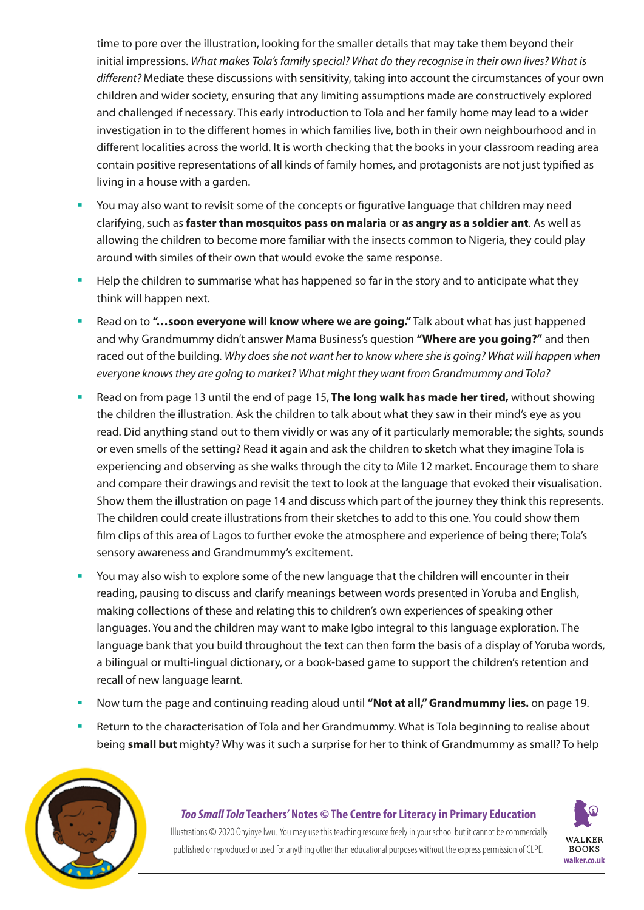time to pore over the illustration, looking for the smaller details that may take them beyond their initial impressions. *What makes Tola's family special? What do they recognise in their own lives? What is different?* Mediate these discussions with sensitivity, taking into account the circumstances of your own children and wider society, ensuring that any limiting assumptions made are constructively explored and challenged if necessary. This early introduction to Tola and her family home may lead to a wider investigation in to the different homes in which families live, both in their own neighbourhood and in different localities across the world. It is worth checking that the books in your classroom reading area contain positive representations of all kinds of family homes, and protagonists are not just typified as living in a house with a garden.

- You may also want to revisit some of the concepts or figurative language that children may need clarifying, such as **faster than mosquitos pass on malaria** or **as angry as a soldier ant**. As well as allowing the children to become more familiar with the insects common to Nigeria, they could play around with similes of their own that would evoke the same response.
- Help the children to summarise what has happened so far in the story and to anticipate what they think will happen next.
- Read on to **"…soon everyone will know where we are going."** Talk about what has just happened and why Grandmummy didn't answer Mama Business's question **"Where are you going?"** and then raced out of the building. *Why does she not want her to know where she is going? What will happen when everyone knows they are going to market? What might they want from Grandmummy and Tola?*
- Read on from page 13 until the end of page 15, **The long walk has made her tired,** without showing the children the illustration. Ask the children to talk about what they saw in their mind's eye as you read. Did anything stand out to them vividly or was any of it particularly memorable; the sights, sounds or even smells of the setting? Read it again and ask the children to sketch what they imagine Tola is experiencing and observing as she walks through the city to Mile 12 market. Encourage them to share and compare their drawings and revisit the text to look at the language that evoked their visualisation. Show them the illustration on page 14 and discuss which part of the journey they think this represents. The children could create illustrations from their sketches to add to this one. You could show them film clips of this area of Lagos to further evoke the atmosphere and experience of being there; Tola's sensory awareness and Grandmummy's excitement.
- You may also wish to explore some of the new language that the children will encounter in their reading, pausing to discuss and clarify meanings between words presented in Yoruba and English, making collections of these and relating this to children's own experiences of speaking other languages. You and the children may want to make Igbo integral to this language exploration. The language bank that you build throughout the text can then form the basis of a display of Yoruba words, a bilingual or multi-lingual dictionary, or a book-based game to support the children's retention and recall of new language learnt.
- Now turn the page and continuing reading aloud until **"Not at all," Grandmummy lies.** on page 19.
- Return to the characterisation of Tola and her Grandmummy. What is Tola beginning to realise about being **small but** mighty? Why was it such a surprise for her to think of Grandmummy as small? To help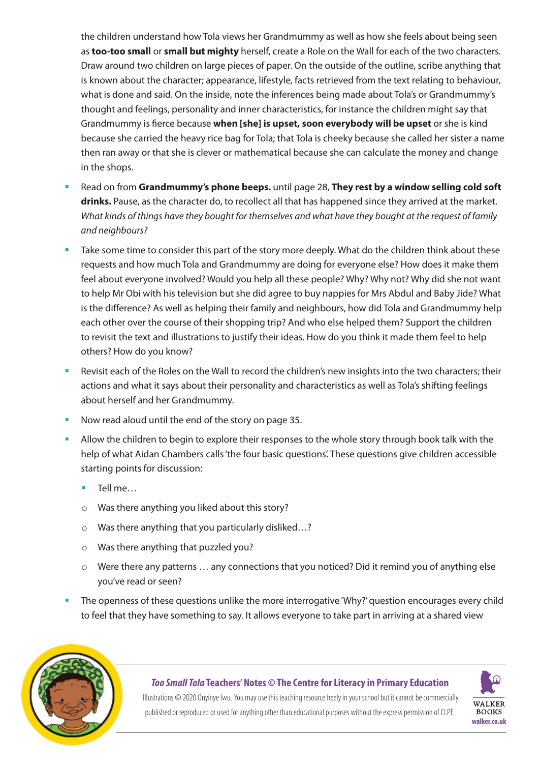the children understand how Tola views her Grandmummy as well as how she feels about being seen as **too-too small** or **small but mighty** herself, create a Role on the Wall for each of the two characters. Draw around two children on large pieces of paper. On the outside of the outline, scribe anything that is known about the character; appearance, lifestyle, facts retrieved from the text relating to behaviour, what is done and said. On the inside, note the inferences being made about Tola's or Grandmummy's thought and feelings, personality and inner characteristics, for instance the children might say that Grandmummy is fierce because **when [she] is upset, soon everybody will be upset** or she is kind because she carried the heavy rice bag for Tola; that Tola is cheeky because she called her sister a name then ran away or that she is clever or mathematical because she can calculate the money and change in the shops.

- Read on from **Grandmummy's phone beeps.** until page 28, **They rest by a window selling cold soft drinks.** Pause, as the character do, to recollect all that has happened since they arrived at the market. *What kinds of things have they bought for themselves and what have they bought at the request of family and neighbours?*
- Take some time to consider this part of the story more deeply. What do the children think about these requests and how much Tola and Grandmummy are doing for everyone else? How does it make them feel about everyone involved? Would you help all these people? Why? Why not? Why did she not want to help Mr Obi with his television but she did agree to buy nappies for Mrs Abdul and Baby Jide? What is the difference? As well as helping their family and neighbours, how did Tola and Grandmummy help each other over the course of their shopping trip? And who else helped them? Support the children to revisit the text and illustrations to justify their ideas. How do you think it made them feel to help others? How do you know?
- Revisit each of the Roles on the Wall to record the children's new insights into the two characters; their actions and what it says about their personality and characteristics as well as Tola's shifting feelings about herself and her Grandmummy.
- Now read aloud until the end of the story on page 35.
- Allow the children to begin to explore their responses to the whole story through book talk with the help of what Aidan Chambers calls 'the four basic questions'. These questions give children accessible starting points for discussion:
  - Tell me…
  - Was there anything you liked about this story?
  - Was there anything that you particularly disliked…?
  - Was there anything that puzzled you?
  - Were there any patterns … any connections that you noticed? Did it remind you of anything else you've read or seen?
- The openness of these questions unlike the more interrogative 'Why?' question encourages every child to feel that they have something to say. It allows everyone to take part in arriving at a shared view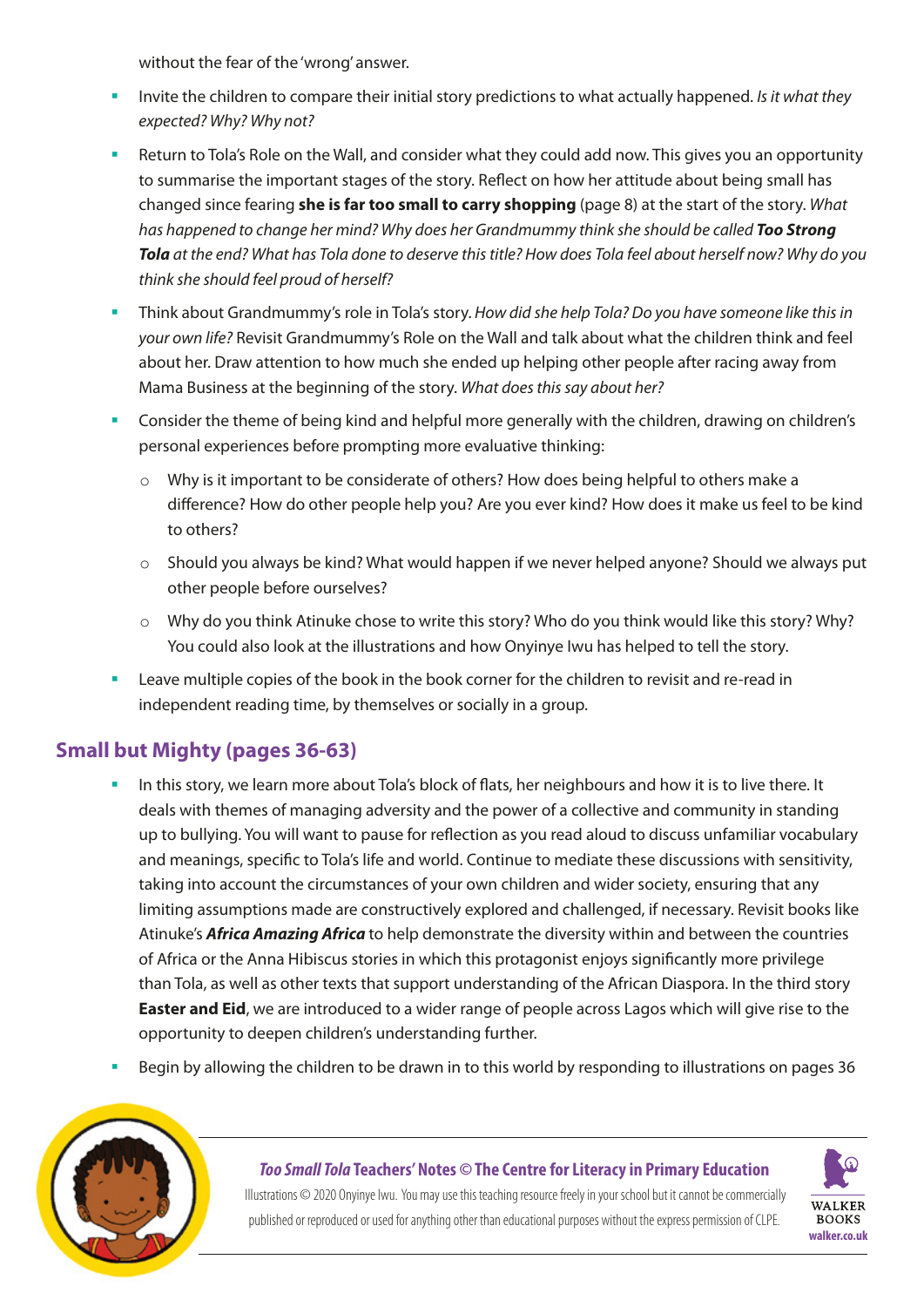without the fear of the 'wrong' answer.

- Invite the children to compare their initial story predictions to what actually happened. *Is it what they expected? Why? Why not?*
- Return to Tola's Role on the Wall, and consider what they could add now. This gives you an opportunity to summarise the important stages of the story. Reflect on how her attitude about being small has changed since fearing **she is far too small to carry shopping** (page 8) at the start of the story. *What has happened to change her mind? Why does her Grandmummy think she should be called **Too Strong Tola** at the end? What has Tola done to deserve this title? How does Tola feel about herself now? Why do you think she should feel proud of herself?*
- Think about Grandmummy's role in Tola's story. *How did she help Tola? Do you have someone like this in your own life?* Revisit Grandmummy's Role on the Wall and talk about what the children think and feel about her. Draw attention to how much she ended up helping other people after racing away from Mama Business at the beginning of the story. *What does this say about her?*
- Consider the theme of being kind and helpful more generally with the children, drawing on children's personal experiences before prompting more evaluative thinking:
    - Why is it important to be considerate of others? How does being helpful to others make a difference? How do other people help you? Are you ever kind? How does it make us feel to be kind to others?
    - Should you always be kind? What would happen if we never helped anyone? Should we always put other people before ourselves?
    - Why do you think Atinuke chose to write this story? Who do you think would like this story? Why? You could also look at the illustrations and how Onyinye Iwu has helped to tell the story.
- Leave multiple copies of the book in the book corner for the children to revisit and re-read in independent reading time, by themselves or socially in a group.

## Small but Mighty (pages 36-63)

- In this story, we learn more about Tola's block of flats, her neighbours and how it is to live there. It deals with themes of managing adversity and the power of a collective and community in standing up to bullying. You will want to pause for reflection as you read aloud to discuss unfamiliar vocabulary and meanings, specific to Tola's life and world. Continue to mediate these discussions with sensitivity, taking into account the circumstances of your own children and wider society, ensuring that any limiting assumptions made are constructively explored and challenged, if necessary. Revisit books like Atinuke's ***Africa Amazing Africa*** to help demonstrate the diversity within and between the countries of Africa or the Anna Hibiscus stories in which this protagonist enjoys significantly more privilege than Tola, as well as other texts that support understanding of the African Diaspora. In the third story **Easter and Eid**, we are introduced to a wider range of people across Lagos which will give rise to the opportunity to deepen children's understanding further.
- Begin by allowing the children to be drawn in to this world by responding to illustrations on pages 36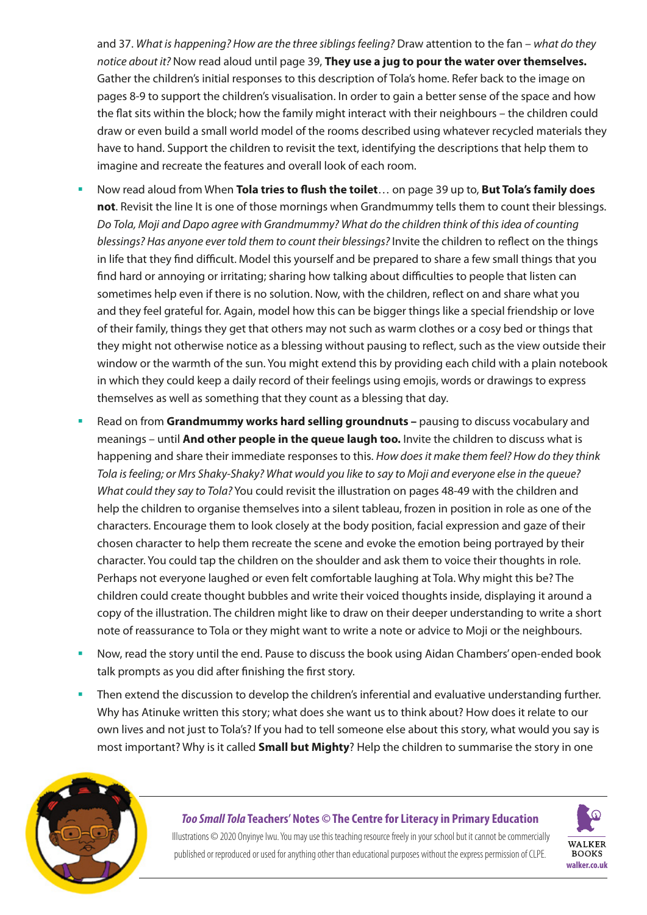and 37. *What is happening? How are the three siblings feeling?* Draw attention to the fan – *what do they notice about it?* Now read aloud until page 39, **They use a jug to pour the water over themselves.** Gather the children's initial responses to this description of Tola's home. Refer back to the image on pages 8-9 to support the children's visualisation. In order to gain a better sense of the space and how the flat sits within the block; how the family might interact with their neighbours – the children could draw or even build a small world model of the rooms described using whatever recycled materials they have to hand. Support the children to revisit the text, identifying the descriptions that help them to imagine and recreate the features and overall look of each room.

- Now read aloud from When **Tola tries to flush the toilet**… on page 39 up to, **But Tola's family does not**. Revisit the line It is one of those mornings when Grandmummy tells them to count their blessings. *Do Tola, Moji and Dapo agree with Grandmummy? What do the children think of this idea of counting blessings? Has anyone ever told them to count their blessings?* Invite the children to reflect on the things in life that they find difficult. Model this yourself and be prepared to share a few small things that you find hard or annoying or irritating; sharing how talking about difficulties to people that listen can sometimes help even if there is no solution. Now, with the children, reflect on and share what you and they feel grateful for. Again, model how this can be bigger things like a special friendship or love of their family, things they get that others may not such as warm clothes or a cosy bed or things that they might not otherwise notice as a blessing without pausing to reflect, such as the view outside their window or the warmth of the sun. You might extend this by providing each child with a plain notebook in which they could keep a daily record of their feelings using emojis, words or drawings to express themselves as well as something that they count as a blessing that day.
- Read on from **Grandmummy works hard selling groundnuts –** pausing to discuss vocabulary and meanings – until **And other people in the queue laugh too.** Invite the children to discuss what is happening and share their immediate responses to this. *How does it make them feel? How do they think Tola is feeling; or Mrs Shaky-Shaky? What would you like to say to Moji and everyone else in the queue? What could they say to Tola?* You could revisit the illustration on pages 48-49 with the children and help the children to organise themselves into a silent tableau, frozen in position in role as one of the characters. Encourage them to look closely at the body position, facial expression and gaze of their chosen character to help them recreate the scene and evoke the emotion being portrayed by their character. You could tap the children on the shoulder and ask them to voice their thoughts in role. Perhaps not everyone laughed or even felt comfortable laughing at Tola. Why might this be? The children could create thought bubbles and write their voiced thoughts inside, displaying it around a copy of the illustration. The children might like to draw on their deeper understanding to write a short note of reassurance to Tola or they might want to write a note or advice to Moji or the neighbours.
- Now, read the story until the end. Pause to discuss the book using Aidan Chambers' open-ended book talk prompts as you did after finishing the first story.
- Then extend the discussion to develop the children's inferential and evaluative understanding further. Why has Atinuke written this story; what does she want us to think about? How does it relate to our own lives and not just to Tola's? If you had to tell someone else about this story, what would you say is most important? Why is it called **Small but Mighty**? Help the children to summarise the story in one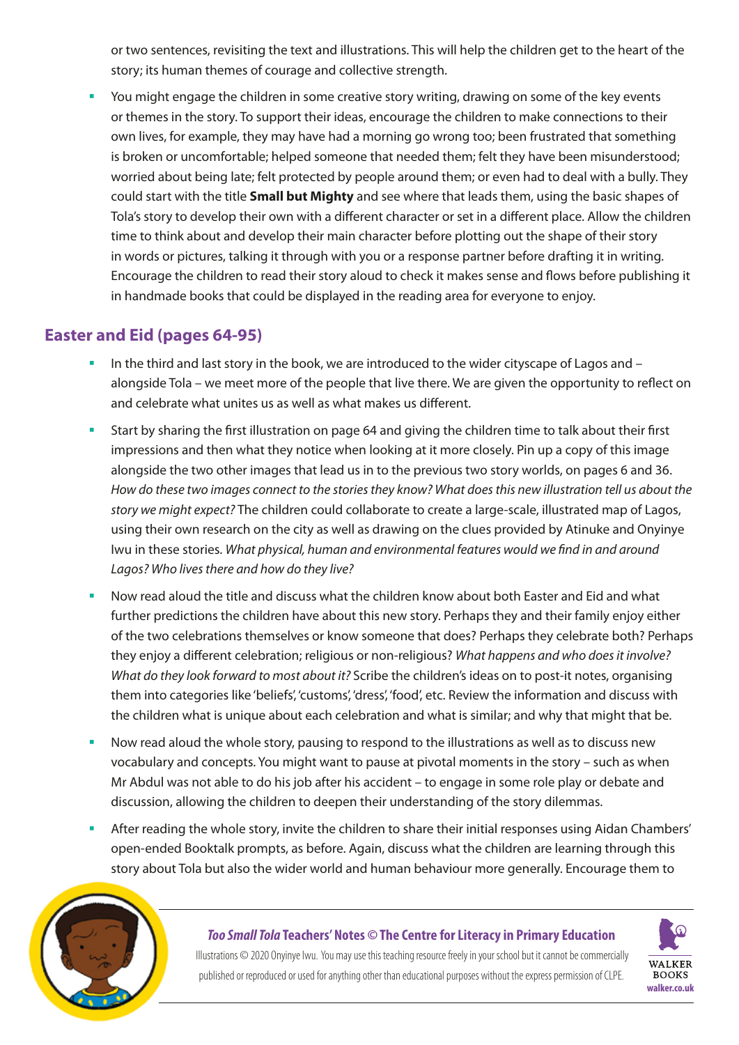or two sentences, revisiting the text and illustrations. This will help the children get to the heart of the story; its human themes of courage and collective strength.

- You might engage the children in some creative story writing, drawing on some of the key events or themes in the story. To support their ideas, encourage the children to make connections to their own lives, for example, they may have had a morning go wrong too; been frustrated that something is broken or uncomfortable; helped someone that needed them; felt they have been misunderstood; worried about being late; felt protected by people around them; or even had to deal with a bully. They could start with the title **Small but Mighty** and see where that leads them, using the basic shapes of Tola's story to develop their own with a different character or set in a different place. Allow the children time to think about and develop their main character before plotting out the shape of their story in words or pictures, talking it through with you or a response partner before drafting it in writing. Encourage the children to read their story aloud to check it makes sense and flows before publishing it in handmade books that could be displayed in the reading area for everyone to enjoy.

## Easter and Eid (pages 64-95)

- In the third and last story in the book, we are introduced to the wider cityscape of Lagos and – alongside Tola – we meet more of the people that live there. We are given the opportunity to reflect on and celebrate what unites us as well as what makes us different.
- Start by sharing the first illustration on page 64 and giving the children time to talk about their first impressions and then what they notice when looking at it more closely. Pin up a copy of this image alongside the two other images that lead us in to the previous two story worlds, on pages 6 and 36. *How do these two images connect to the stories they know? What does this new illustration tell us about the story we might expect?* The children could collaborate to create a large-scale, illustrated map of Lagos, using their own research on the city as well as drawing on the clues provided by Atinuke and Onyinye Iwu in these stories. *What physical, human and environmental features would we find in and around Lagos? Who lives there and how do they live?*
- Now read aloud the title and discuss what the children know about both Easter and Eid and what further predictions the children have about this new story. Perhaps they and their family enjoy either of the two celebrations themselves or know someone that does? Perhaps they celebrate both? Perhaps they enjoy a different celebration; religious or non-religious? *What happens and who does it involve? What do they look forward to most about it?* Scribe the children's ideas on to post-it notes, organising them into categories like 'beliefs', 'customs', 'dress', 'food', etc. Review the information and discuss with the children what is unique about each celebration and what is similar; and why that might that be.
- Now read aloud the whole story, pausing to respond to the illustrations as well as to discuss new vocabulary and concepts. You might want to pause at pivotal moments in the story – such as when Mr Abdul was not able to do his job after his accident – to engage in some role play or debate and discussion, allowing the children to deepen their understanding of the story dilemmas.
- After reading the whole story, invite the children to share their initial responses using Aidan Chambers' open-ended Booktalk prompts, as before. Again, discuss what the children are learning through this story about Tola but also the wider world and human behaviour more generally. Encourage them to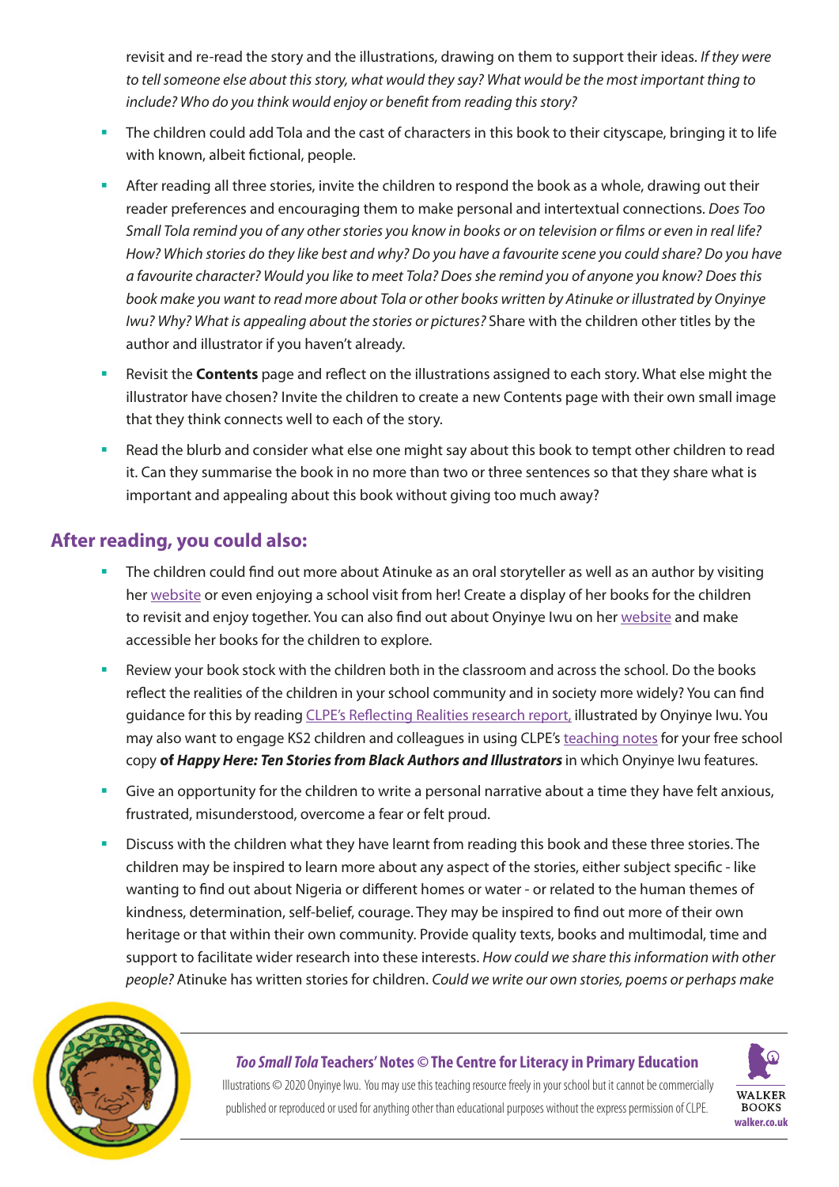revisit and re-read the story and the illustrations, drawing on them to support their ideas. *If they were to tell someone else about this story, what would they say? What would be the most important thing to include? Who do you think would enjoy or benefit from reading this story?*

- The children could add Tola and the cast of characters in this book to their cityscape, bringing it to life with known, albeit fictional, people.
- After reading all three stories, invite the children to respond the book as a whole, drawing out their reader preferences and encouraging them to make personal and intertextual connections. *Does Too Small Tola remind you of any other stories you know in books or on television or films or even in real life? How? Which stories do they like best and why? Do you have a favourite scene you could share? Do you have a favourite character? Would you like to meet Tola? Does she remind you of anyone you know? Does this book make you want to read more about Tola or other books written by Atinuke or illustrated by Onyinye Iwu? Why? What is appealing about the stories or pictures?* Share with the children other titles by the author and illustrator if you haven't already.
- Revisit the **Contents** page and reflect on the illustrations assigned to each story. What else might the illustrator have chosen? Invite the children to create a new Contents page with their own small image that they think connects well to each of the story.
- Read the blurb and consider what else one might say about this book to tempt other children to read it. Can they summarise the book in no more than two or three sentences so that they share what is important and appealing about this book without giving too much away?

## After reading, you could also:

- The children could find out more about Atinuke as an oral storyteller as well as an author by visiting her website or even enjoying a school visit from her! Create a display of her books for the children to revisit and enjoy together. You can also find out about Onyinye Iwu on her website and make accessible her books for the children to explore.
- Review your book stock with the children both in the classroom and across the school. Do the books reflect the realities of the children in your school community and in society more widely? You can find guidance for this by reading CLPE's Reflecting Realities research report, illustrated by Onyinye Iwu. You may also want to engage KS2 children and colleagues in using CLPE's teaching notes for your free school copy **of *Happy Here: Ten Stories from Black Authors and Illustrators*** in which Onyinye Iwu features.
- Give an opportunity for the children to write a personal narrative about a time they have felt anxious, frustrated, misunderstood, overcome a fear or felt proud.
- Discuss with the children what they have learnt from reading this book and these three stories. The children may be inspired to learn more about any aspect of the stories, either subject specific - like wanting to find out about Nigeria or different homes or water - or related to the human themes of kindness, determination, self-belief, courage. They may be inspired to find out more of their own heritage or that within their own community. Provide quality texts, books and multimodal, time and support to facilitate wider research into these interests. *How could we share this information with other people?* Atinuke has written stories for children. *Could we write our own stories, poems or perhaps make*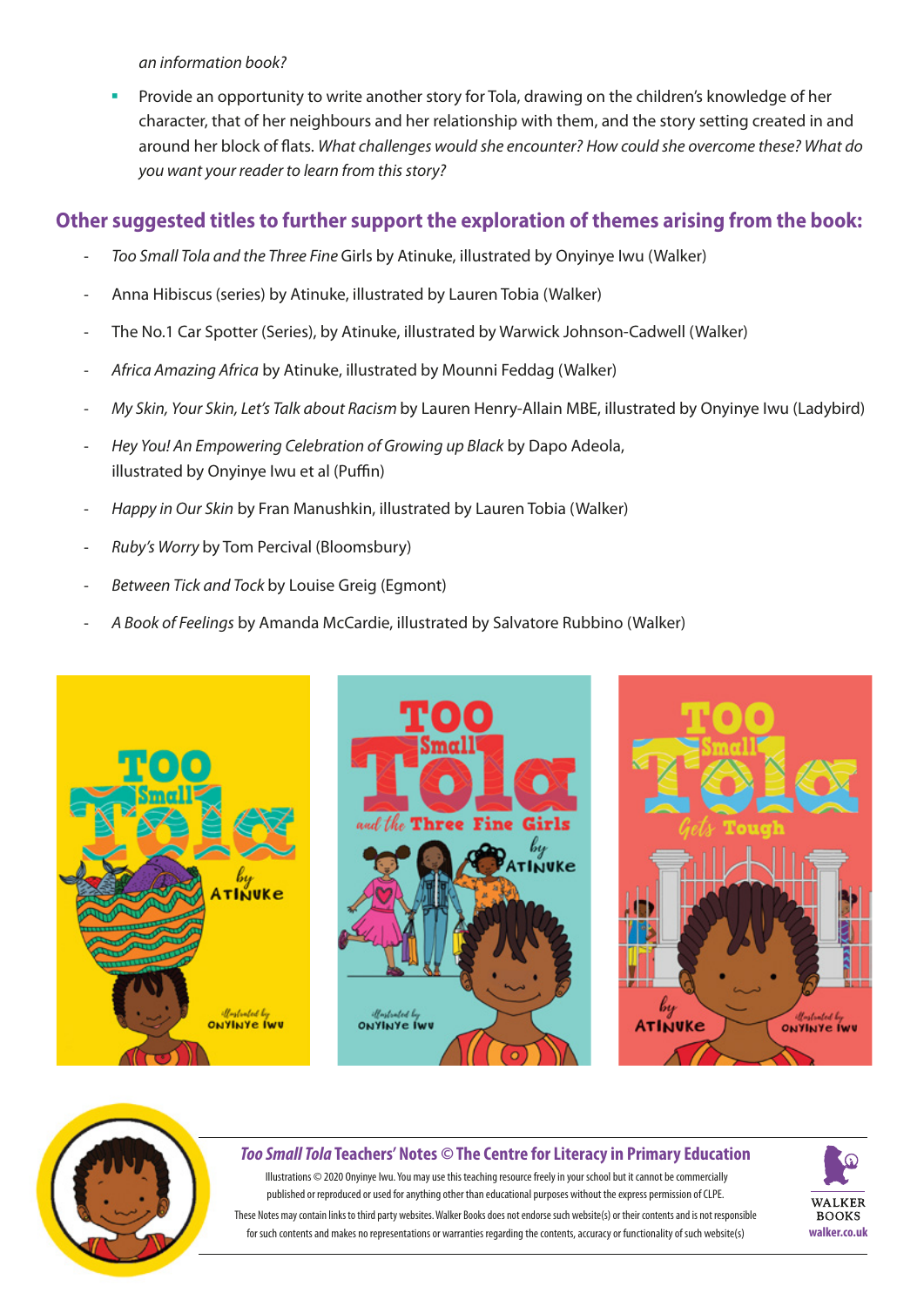*an information book?*

- Provide an opportunity to write another story for Tola, drawing on the children's knowledge of her character, that of her neighbours and her relationship with them, and the story setting created in and around her block of flats. *What challenges would she encounter? How could she overcome these? What do you want your reader to learn from this story?*

## Other suggested titles to further support the exploration of themes arising from the book:

- *Too Small Tola and the Three Fine* Girls by Atinuke, illustrated by Onyinye Iwu (Walker)
- Anna Hibiscus (series) by Atinuke, illustrated by Lauren Tobia (Walker)
- The No.1 Car Spotter (Series), by Atinuke, illustrated by Warwick Johnson-Cadwell (Walker)
- *Africa Amazing Africa* by Atinuke, illustrated by Mounni Feddag (Walker)
- *My Skin, Your Skin, Let's Talk about Racism* by Lauren Henry-Allain MBE, illustrated by Onyinye Iwu (Ladybird)
- *Hey You! An Empowering Celebration of Growing up Black* by Dapo Adeola, illustrated by Onyinye Iwu et al (Puffin)
- *Happy in Our Skin* by Fran Manushkin, illustrated by Lauren Tobia (Walker)
- *Ruby's Worry* by Tom Percival (Bloomsbury)
- *Between Tick and Tock* by Louise Greig (Egmont)
- *A Book of Feelings* by Amanda McCardie, illustrated by Salvatore Rubbino (Walker)

***Too Small Tola* Teachers' Notes © The Centre for Literacy in Primary Education**

Illustrations © 2020 Onyinye Iwu. You may use this teaching resource freely in your school but it cannot be commercially published or reproduced or used for anything other than educational purposes without the express permission of CLPE.

These Notes may contain links to third party websites. Walker Books does not endorse such website(s) or their contents and is not responsible for such contents and makes no representations or warranties regarding the contents, accuracy or functionality of such website(s)

WALKER BOOKS
walker.co.uk